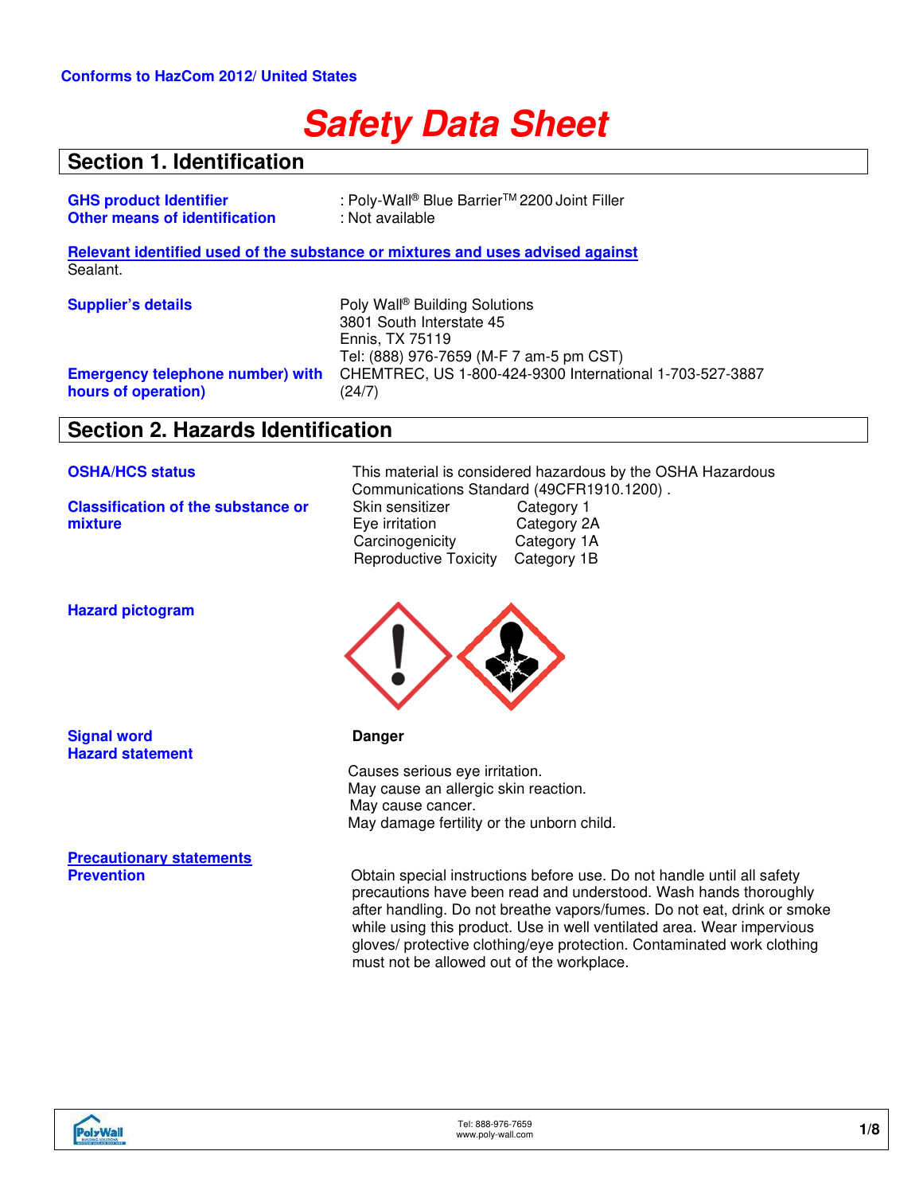**Conforms to HazCom 2012/ United States**

# Safety Data Sheet

## Section 1. Identification

**GHS product Identifier** : Poly-Wall® Blue Barrier™ 2200 Joint Filler
**Other means of identification** : Not available

**Relevant identified used of the substance or mixtures and uses advised against**
Sealant.

**Supplier's details**
Poly Wall® Building Solutions
3801 South Interstate 45
Ennis, TX 75119
Tel: (888) 976-7659 (M-F 7 am-5 pm CST)

**Emergency telephone number) with hours of operation)**
CHEMTREC, US 1-800-424-9300 International 1-703-527-3887 (24/7)

## Section 2. Hazards Identification

**OSHA/HCS status**
This material is considered hazardous by the OSHA Hazardous Communications Standard (49CFR1910.1200) .

**Classification of the substance or mixture**

| | |
|---|---|
| Skin sensitizer | Category 1 |
| Eye irritation | Category 2A |
| Carcinogenicity | Category 1A |
| Reproductive Toxicity | Category 1B |

**Hazard pictogram**

**Signal word**
**Danger**

**Hazard statement**
Causes serious eye irritation.
May cause an allergic skin reaction.
May cause cancer.
May damage fertility or the unborn child.

**Precautionary statements**

**Prevention**
Obtain special instructions before use. Do not handle until all safety precautions have been read and understood. Wash hands thoroughly after handling. Do not breathe vapors/fumes. Do not eat, drink or smoke while using this product. Use in well ventilated area. Wear impervious gloves/ protective clothing/eye protection. Contaminated work clothing must not be allowed out of the workplace.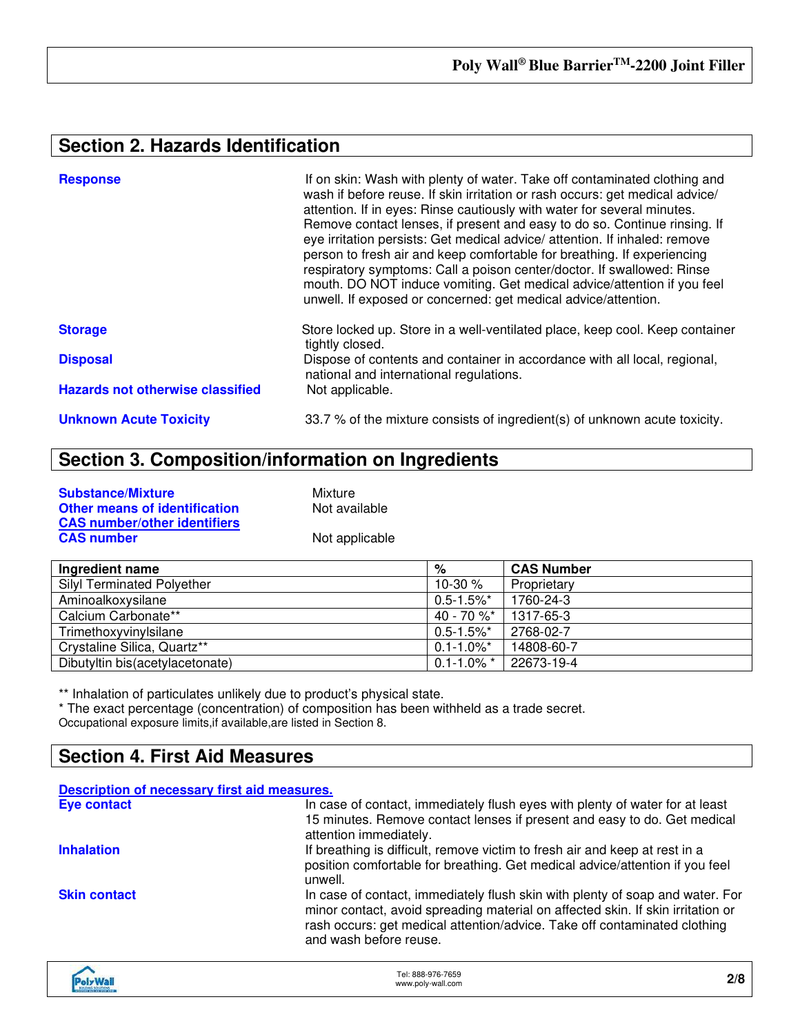## Section 2. Hazards Identification

**Response** If on skin: Wash with plenty of water. Take off contaminated clothing and wash if before reuse. If skin irritation or rash occurs: get medical advice/ attention. If in eyes: Rinse cautiously with water for several minutes. Remove contact lenses, if present and easy to do so. Continue rinsing. If eye irritation persists: Get medical advice/ attention. If inhaled: remove person to fresh air and keep comfortable for breathing. If experiencing respiratory symptoms: Call a poison center/doctor. If swallowed: Rinse mouth. DO NOT induce vomiting. Get medical advice/attention if you feel unwell. If exposed or concerned: get medical advice/attention.

**Storage** Store locked up. Store in a well-ventilated place, keep cool. Keep container tightly closed.

**Disposal** Dispose of contents and container in accordance with all local, regional, national and international regulations.

**Hazards not otherwise classified** Not applicable.

**Unknown Acute Toxicity** 33.7 % of the mixture consists of ingredient(s) of unknown acute toxicity.

## Section 3. Composition/information on Ingredients

**Substance/Mixture** Mixture
**Other means of identification** Not available
**CAS number/other identifiers**
**CAS number** Not applicable

| Ingredient name | % | CAS Number |
|---|---|---|
| Silyl Terminated Polyether | 10-30 % | Proprietary |
| Aminoalkoxysilane | 0.5-1.5%* | 1760-24-3 |
| Calcium Carbonate** | 40 - 70 %* | 1317-65-3 |
| Trimethoxyvinylsilane | 0.5-1.5%* | 2768-02-7 |
| Crystaline Silica, Quartz** | 0.1-1.0%* | 14808-60-7 |
| Dibutyltin bis(acetylacetonate) | 0.1-1.0% * | 22673-19-4 |

** Inhalation of particulates unlikely due to product's physical state.
* The exact percentage (concentration) of composition has been withheld as a trade secret.
Occupational exposure limits,if available,are listed in Section 8.

## Section 4. First Aid Measures

**Description of necessary first aid measures.**

**Eye contact** In case of contact, immediately flush eyes with plenty of water for at least 15 minutes. Remove contact lenses if present and easy to do. Get medical attention immediately.

**Inhalation** If breathing is difficult, remove victim to fresh air and keep at rest in a position comfortable for breathing. Get medical advice/attention if you feel unwell.

**Skin contact** In case of contact, immediately flush skin with plenty of soap and water. For minor contact, avoid spreading material on affected skin. If skin irritation or rash occurs: get medical attention/advice. Take off contaminated clothing and wash before reuse.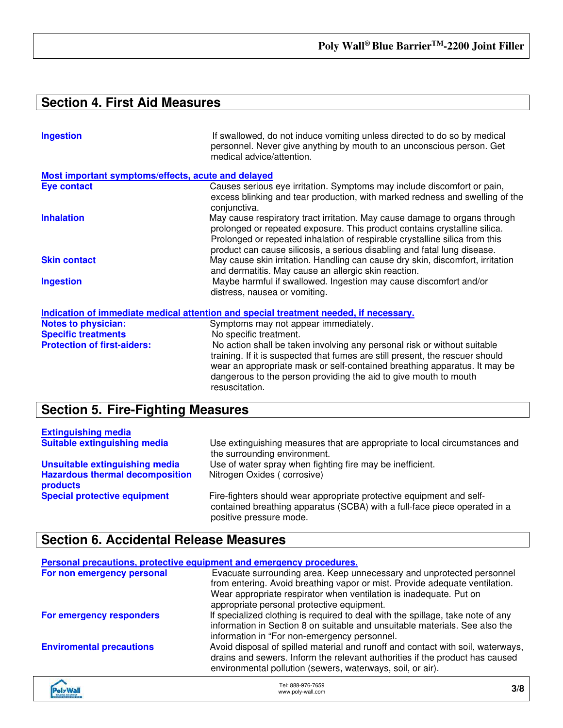## Section 4. First Aid Measures

**Ingestion**
If swallowed, do not induce vomiting unless directed to do so by medical personnel. Never give anything by mouth to an unconscious person. Get medical advice/attention.

**Most important symptoms/effects, acute and delayed**

**Eye contact**
Causes serious eye irritation. Symptoms may include discomfort or pain, excess blinking and tear production, with marked redness and swelling of the conjunctiva.

**Inhalation**
May cause respiratory tract irritation. May cause damage to organs through prolonged or repeated exposure. This product contains crystalline silica. Prolonged or repeated inhalation of respirable crystalline silica from this product can cause silicosis, a serious disabling and fatal lung disease.

**Skin contact**
May cause skin irritation. Handling can cause dry skin, discomfort, irritation and dermatitis. May cause an allergic skin reaction.

**Ingestion**
Maybe harmful if swallowed. Ingestion may cause discomfort and/or distress, nausea or vomiting.

**Indication of immediate medical attention and special treatment needed, if necessary.**

**Notes to physician:**
Symptoms may not appear immediately.

**Specific treatments**
No specific treatment.

**Protection of first-aiders:**
No action shall be taken involving any personal risk or without suitable training. If it is suspected that fumes are still present, the rescuer should wear an appropriate mask or self-contained breathing apparatus. It may be dangerous to the person providing the aid to give mouth to mouth resuscitation.

## Section 5. Fire-Fighting Measures

**Extinguishing media**

**Suitable extinguishing media**
Use extinguishing measures that are appropriate to local circumstances and the surrounding environment.

**Unsuitable extinguishing media**
Use of water spray when fighting fire may be inefficient.

**Hazardous thermal decomposition products**
Nitrogen Oxides ( corrosive)

**Special protective equipment**
Fire-fighters should wear appropriate protective equipment and self-contained breathing apparatus (SCBA) with a full-face piece operated in a positive pressure mode.

## Section 6. Accidental Release Measures

**Personal precautions, protective equipment and emergency procedures.**

**For non emergency personal**
Evacuate surrounding area. Keep unnecessary and unprotected personnel from entering. Avoid breathing vapor or mist. Provide adequate ventilation. Wear appropriate respirator when ventilation is inadequate. Put on appropriate personal protective equipment.

**For emergency responders**
If specialized clothing is required to deal with the spillage, take note of any information in Section 8 on suitable and unsuitable materials. See also the information in "For non-emergency personnel.

**Enviromental precautions**
Avoid disposal of spilled material and runoff and contact with soil, waterways, drains and sewers. Inform the relevant authorities if the product has caused environmental pollution (sewers, waterways, soil, or air).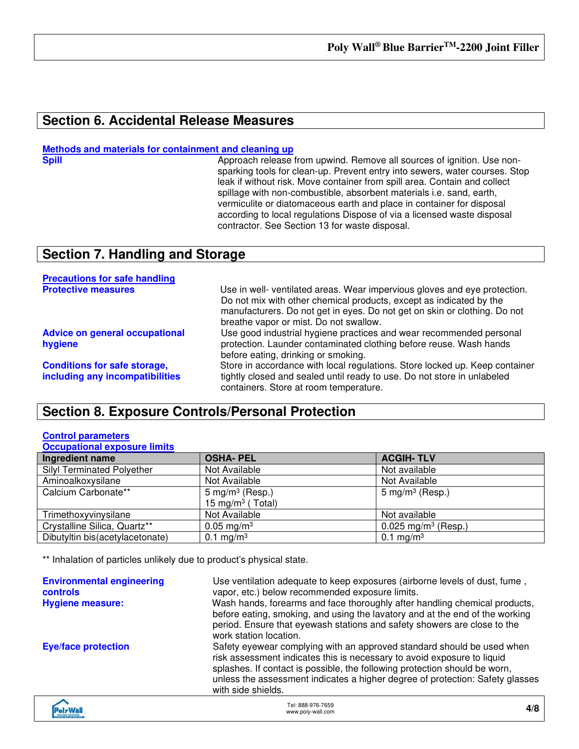## Section 6. Accidental Release Measures

**Methods and materials for containment and cleaning up**

**Spill** — Approach release from upwind. Remove all sources of ignition. Use non-sparking tools for clean-up. Prevent entry into sewers, water courses. Stop leak if without risk. Move container from spill area. Contain and collect spillage with non-combustible, absorbent materials i.e. sand, earth, vermiculite or diatomaceous earth and place in container for disposal according to local regulations Dispose of via a licensed waste disposal contractor. See Section 13 for waste disposal.

## Section 7. Handling and Storage

**Precautions for safe handling**

**Protective measures** — Use in well- ventilated areas. Wear impervious gloves and eye protection. Do not mix with other chemical products, except as indicated by the manufacturers. Do not get in eyes. Do not get on skin or clothing. Do not breathe vapor or mist. Do not swallow.

**Advice on general occupational hygiene** — Use good industrial hygiene practices and wear recommended personal protection. Launder contaminated clothing before reuse. Wash hands before eating, drinking or smoking.

**Conditions for safe storage, including any incompatibilities** — Store in accordance with local regulations. Store locked up. Keep container tightly closed and sealed until ready to use. Do not store in unlabeled containers. Store at room temperature.

## Section 8. Exposure Controls/Personal Protection

**Control parameters**

**Occupational exposure limits**

| Ingredient name | OSHA- PEL | ACGIH- TLV |
|---|---|---|
| Silyl Terminated Polyether | Not Available | Not available |
| Aminoalkoxysilane | Not Available | Not Available |
| Calcium Carbonate** | 5 mg/m$^3$ (Resp.)<br>15 mg/m$^3$ ( Total) | 5 mg/m$^3$ (Resp.) |
| Trimethoxyvinysilane | Not Available | Not available |
| Crystalline Silica, Quartz** | 0.05 mg/m$^3$ | 0.025 mg/m$^3$ (Resp.) |
| Dibutyltin bis(acetylacetonate) | 0.1 mg/m$^3$ | 0.1 mg/m$^3$ |

** Inhalation of particles unlikely due to product's physical state.

**Environmental engineering controls** — Use ventilation adequate to keep exposures (airborne levels of dust, fume , vapor, etc.) below recommended exposure limits.

**Hygiene measure:** — Wash hands, forearms and face thoroughly after handling chemical products, before eating, smoking, and using the lavatory and at the end of the working period. Ensure that eyewash stations and safety showers are close to the work station location.

**Eye/face protection** — Safety eyewear complying with an approved standard should be used when risk assessment indicates this is necessary to avoid exposure to liquid splashes. If contact is possible, the following protection should be worn, unless the assessment indicates a higher degree of protection: Safety glasses with side shields.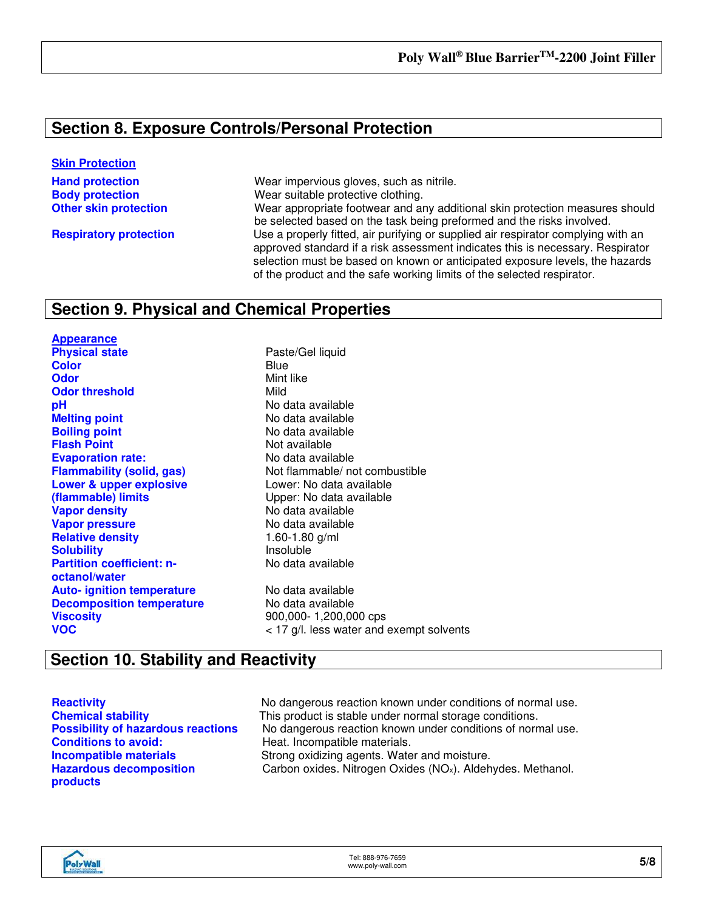## Section 8. Exposure Controls/Personal Protection

**Skin Protection**

| | |
|---|---|
| **Hand protection** | Wear impervious gloves, such as nitrile. |
| **Body protection** | Wear suitable protective clothing. |
| **Other skin protection** | Wear appropriate footwear and any additional skin protection measures should be selected based on the task being preformed and the risks involved. |
| **Respiratory protection** | Use a properly fitted, air purifying or supplied air respirator complying with an approved standard if a risk assessment indicates this is necessary. Respirator selection must be based on known or anticipated exposure levels, the hazards of the product and the safe working limits of the selected respirator. |

## Section 9. Physical and Chemical Properties

**Appearance**

| | |
|---|---|
| **Physical state** | Paste/Gel liquid |
| **Color** | Blue |
| **Odor** | Mint like |
| **Odor threshold** | Mild |
| **pH** | No data available |
| **Melting point** | No data available |
| **Boiling point** | No data available |
| **Flash Point** | Not available |
| **Evaporation rate:** | No data available |
| **Flammability (solid, gas)** | Not flammable/ not combustible |
| **Lower & upper explosive (flammable) limits** | Lower: No data available<br>Upper: No data available |
| **Vapor density** | No data available |
| **Vapor pressure** | No data available |
| **Relative density** | 1.60-1.80 g/ml |
| **Solubility** | Insoluble |
| **Partition coefficient: n-octanol/water** | No data available |
| **Auto- ignition temperature** | No data available |
| **Decomposition temperature** | No data available |
| **Viscosity** | 900,000- 1,200,000 cps |
| **VOC** | < 17 g/l. less water and exempt solvents |

## Section 10. Stability and Reactivity

| | |
|---|---|
| **Reactivity** | No dangerous reaction known under conditions of normal use. |
| **Chemical stability** | This product is stable under normal storage conditions. |
| **Possibility of hazardous reactions** | No dangerous reaction known under conditions of normal use. |
| **Conditions to avoid:** | Heat. Incompatible materials. |
| **Incompatible materials** | Strong oxidizing agents. Water and moisture. |
| **Hazardous decomposition products** | Carbon oxides. Nitrogen Oxides ($NO_x$). Aldehydes. Methanol. |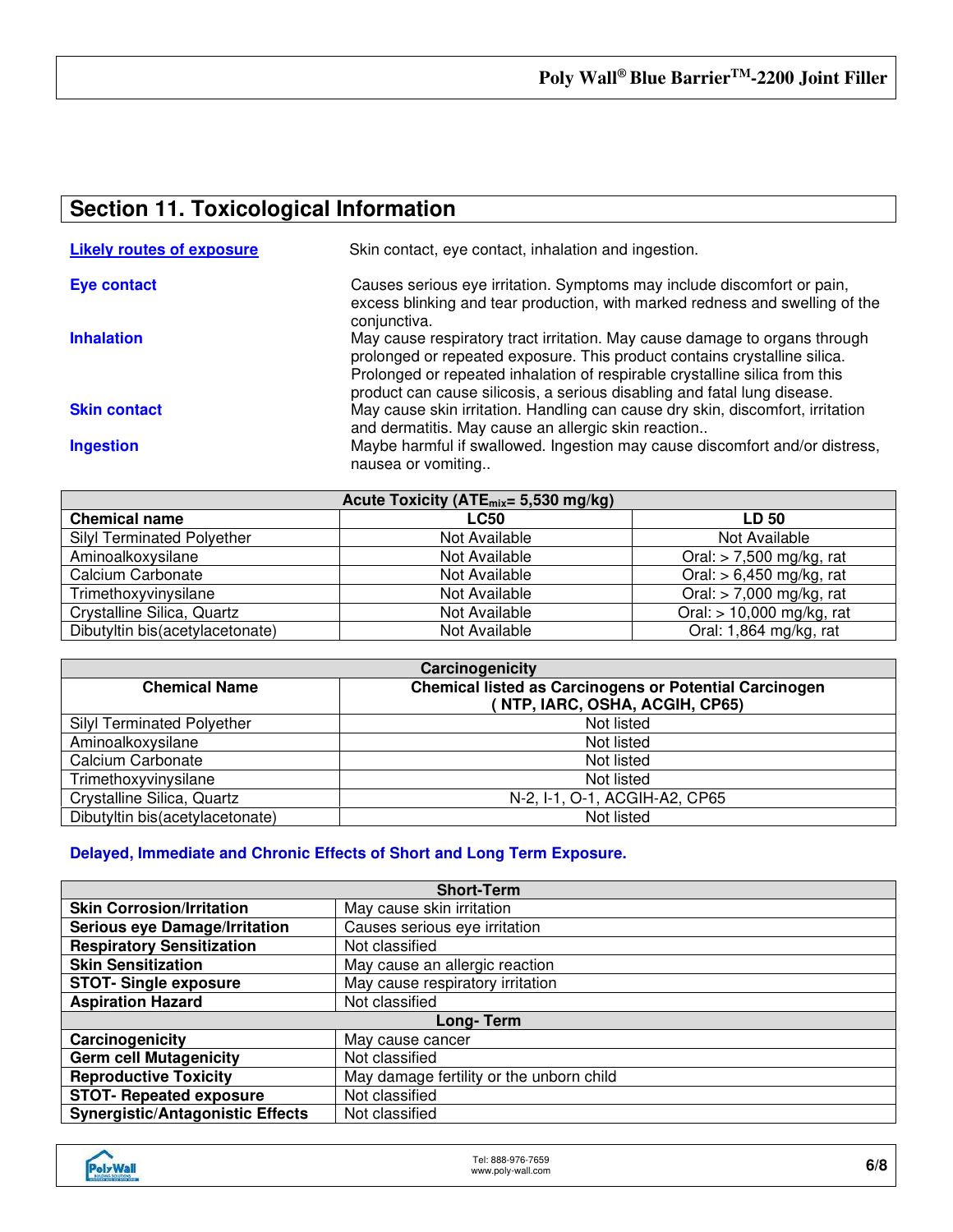## Section 11. Toxicological Information

**Likely routes of exposure** Skin contact, eye contact, inhalation and ingestion.

**Eye contact** Causes serious eye irritation. Symptoms may include discomfort or pain, excess blinking and tear production, with marked redness and swelling of the conjunctiva.

**Inhalation** May cause respiratory tract irritation. May cause damage to organs through prolonged or repeated exposure. This product contains crystalline silica. Prolonged or repeated inhalation of respirable crystalline silica from this product can cause silicosis, a serious disabling and fatal lung disease.

**Skin contact** May cause skin irritation. Handling can cause dry skin, discomfort, irritation and dermatitis. May cause an allergic skin reaction..

**Ingestion** Maybe harmful if swallowed. Ingestion may cause discomfort and/or distress, nausea or vomiting..

| Acute Toxicity ($ATE_{mix}$= 5,530 mg/kg) | | |
|---|---|---|
| **Chemical name** | **LC50** | **LD 50** |
| Silyl Terminated Polyether | Not Available | Not Available |
| Aminoalkoxysilane | Not Available | Oral: > 7,500 mg/kg, rat |
| Calcium Carbonate | Not Available | Oral: > 6,450 mg/kg, rat |
| Trimethoxyvinylsilane | Not Available | Oral: > 7,000 mg/kg, rat |
| Crystalline Silica, Quartz | Not Available | Oral: > 10,000 mg/kg, rat |
| Dibutyltin bis(acetylacetonate) | Not Available | Oral: 1,864 mg/kg, rat |

| Carcinogenicity | |
|---|---|
| **Chemical Name** | **Chemical listed as Carcinogens or Potential Carcinogen ( NTP, IARC, OSHA, ACGIH, CP65)** |
| Silyl Terminated Polyether | Not listed |
| Aminoalkoxysilane | Not listed |
| Calcium Carbonate | Not listed |
| Trimethoxyvinylsilane | Not listed |
| Crystalline Silica, Quartz | N-2, I-1, O-1, ACGIH-A2, CP65 |
| Dibutyltin bis(acetylacetonate) | Not listed |

**Delayed, Immediate and Chronic Effects of Short and Long Term Exposure.**

| Short-Term | |
|---|---|
| **Skin Corrosion/Irritation** | May cause skin irritation |
| **Serious eye Damage/Irritation** | Causes serious eye irritation |
| **Respiratory Sensitization** | Not classified |
| **Skin Sensitization** | May cause an allergic reaction |
| **STOT- Single exposure** | May cause respiratory irritation |
| **Aspiration Hazard** | Not classified |
| **Long- Term** | |
| **Carcinogenicity** | May cause cancer |
| **Germ cell Mutagenicity** | Not classified |
| **Reproductive Toxicity** | May damage fertility or the unborn child |
| **STOT- Repeated exposure** | Not classified |
| **Synergistic/Antagonistic Effects** | Not classified |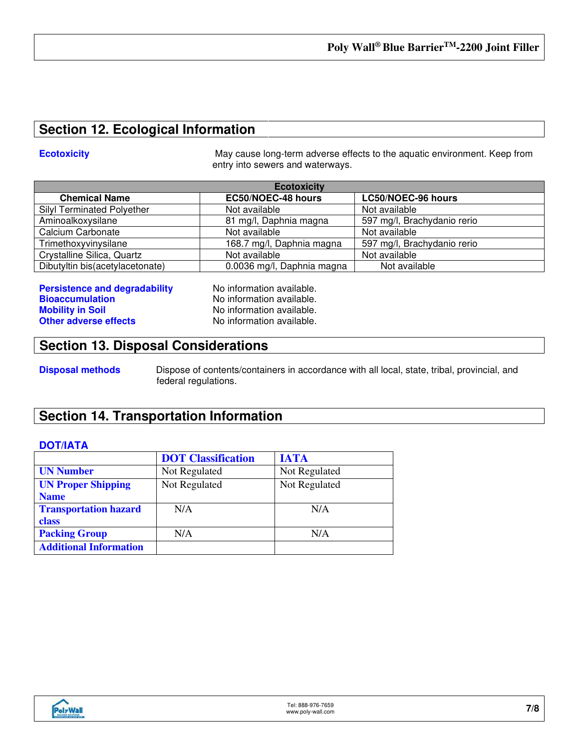## Section 12. Ecological Information

**Ecotoxicity** May cause long-term adverse effects to the aquatic environment. Keep from entry into sewers and waterways.

| Ecotoxicity | | |
|---|---|---|
| **Chemical Name** | **EC50/NOEC-48 hours** | **LC50/NOEC-96 hours** |
| Silyl Terminated Polyether | Not available | Not available |
| Aminoalkoxysilane | 81 mg/l, Daphnia magna | 597 mg/l, Brachydanio rerio |
| Calcium Carbonate | Not available | Not available |
| Trimethoxyvinysilane | 168.7 mg/l, Daphnia magna | 597 mg/l, Brachydanio rerio |
| Crystalline Silica, Quartz | Not available | Not available |
| Dibutyltin bis(acetylacetonate) | 0.0036 mg/l, Daphnia magna | Not available |

**Persistence and degradability** No information available.
**Bioaccumulation** No information available.
**Mobility in Soil** No information available.
**Other adverse effects** No information available.

## Section 13. Disposal Considerations

**Disposal methods** Dispose of contents/containers in accordance with all local, state, tribal, provincial, and federal regulations.

## Section 14. Transportation Information

**DOT/IATA**

| | DOT Classification | IATA |
|---|---|---|
| **UN Number** | Not Regulated | Not Regulated |
| **UN Proper Shipping Name** | Not Regulated | Not Regulated |
| **Transportation hazard class** | N/A | N/A |
| **Packing Group** | N/A | N/A |
| **Additional Information** | | |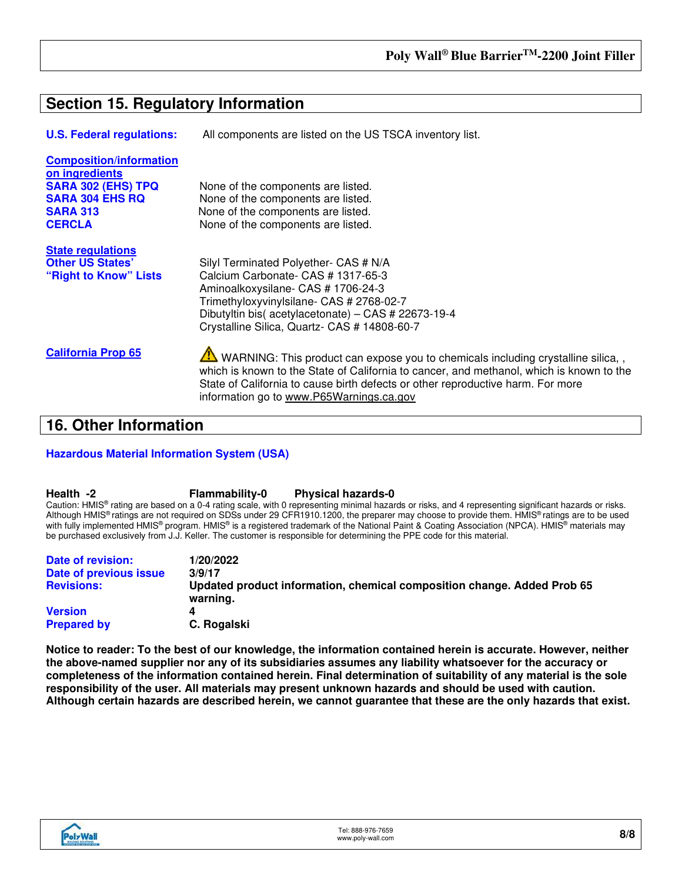## Section 15. Regulatory Information

**U.S. Federal regulations:** All components are listed on the US TSCA inventory list.

**Composition/information on ingredients**

| | |
|---|---|
| **SARA 302 (EHS) TPQ** | None of the components are listed. |
| **SARA 304 EHS RQ** | None of the components are listed. |
| **SARA 313** | None of the components are listed. |
| **CERCLA** | None of the components are listed. |

**State regulations**

**Other US States' "Right to Know" Lists**

Silyl Terminated Polyether- CAS # N/A
Calcium Carbonate- CAS # 1317-65-3
Aminoalkoxysilane- CAS # 1706-24-3
Trimethyloxyvinylsilane- CAS # 2768-02-7
Dibutyltin bis( acetylacetonate) – CAS # 22673-19-4
Crystalline Silica, Quartz- CAS # 14808-60-7

**California Prop 65**

⚠ WARNING: This product can expose you to chemicals including crystalline silica, , which is known to the State of California to cancer, and methanol, which is known to the State of California to cause birth defects or other reproductive harm. For more information go to www.P65Warnings.ca.gov

## 16. Other Information

**Hazardous Material Information System (USA)**

**Health -2** **Flammability-0** **Physical hazards-0**

Caution: HMIS® rating are based on a 0-4 rating scale, with 0 representing minimal hazards or risks, and 4 representing significant hazards or risks. Although HMIS® ratings are not required on SDSs under 29 CFR1910.1200, the preparer may choose to provide them. HMIS® ratings are to be used with fully implemented HMIS® program. HMIS® is a registered trademark of the National Paint & Coating Association (NPCA). HMIS® materials may be purchased exclusively from J.J. Keller. The customer is responsible for determining the PPE code for this material.

| | |
|---|---|
| **Date of revision:** | **1/20/2022** |
| **Date of previous issue** | **3/9/17** |
| **Revisions:** | **Updated product information, chemical composition change. Added Prob 65 warning.** |
| **Version** | **4** |
| **Prepared by** | **C. Rogalski** |

**Notice to reader: To the best of our knowledge, the information contained herein is accurate. However, neither the above-named supplier nor any of its subsidiaries assumes any liability whatsoever for the accuracy or completeness of the information contained herein. Final determination of suitability of any material is the sole responsibility of the user. All materials may present unknown hazards and should be used with caution. Although certain hazards are described herein, we cannot guarantee that these are the only hazards that exist.**